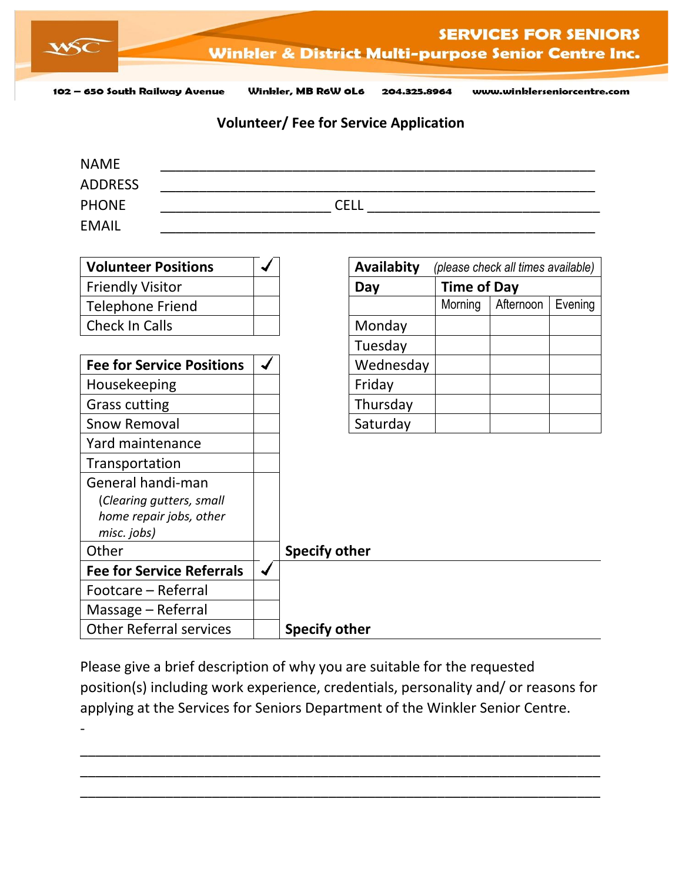# SERVICES FOR SENIORS

## Winkler & District Multi-purpose Senior Centre Inc.

102 – 650 South Railway Avenue   Winkler, MB R6W 0L6   204.325.8964   www.winklerseniorcentre.com

### Volunteer/ Fee for Service Application

NAME ______________________________________________________

ADDRESS ______________________________________________________

PHONE ______________________ CELL ______________________________

EMAIL ______________________________________________________

| **Volunteer Positions** | ✓ |
|---|---|
| Friendly Visitor | |
| Telephone Friend | |
| Check In Calls | |

| **Fee for Service Positions** | ✓ | |
|---|---|---|
| Housekeeping | | |
| Grass cutting | | |
| Snow Removal | | |
| Yard maintenance | | |
| Transportation | | |
| General handi-man (*Clearing gutters, small home repair jobs, other misc. jobs*) | | |
| Other | | **Specify other** |

| **Fee for Service Referrals** | ✓ | |
|---|---|---|
| Footcare – Referral | | |
| Massage – Referral | | |
| Other Referral services | | **Specify other** |

| **Availabity** *(please check all times available)* | | | |
|---|---|---|---|
| **Day** | **Time of Day** | | |
| | Morning | Afternoon | Evening |
| Monday | | | |
| Tuesday | | | |
| Wednesday | | | |
| Friday | | | |
| Thursday | | | |
| Saturday | | | |

Please give a brief description of why you are suitable for the requested position(s) including work experience, credentials, personality and/ or reasons for applying at the Services for Seniors Department of the Winkler Senior Centre.

-

_______________________________________________________________

_______________________________________________________________

_______________________________________________________________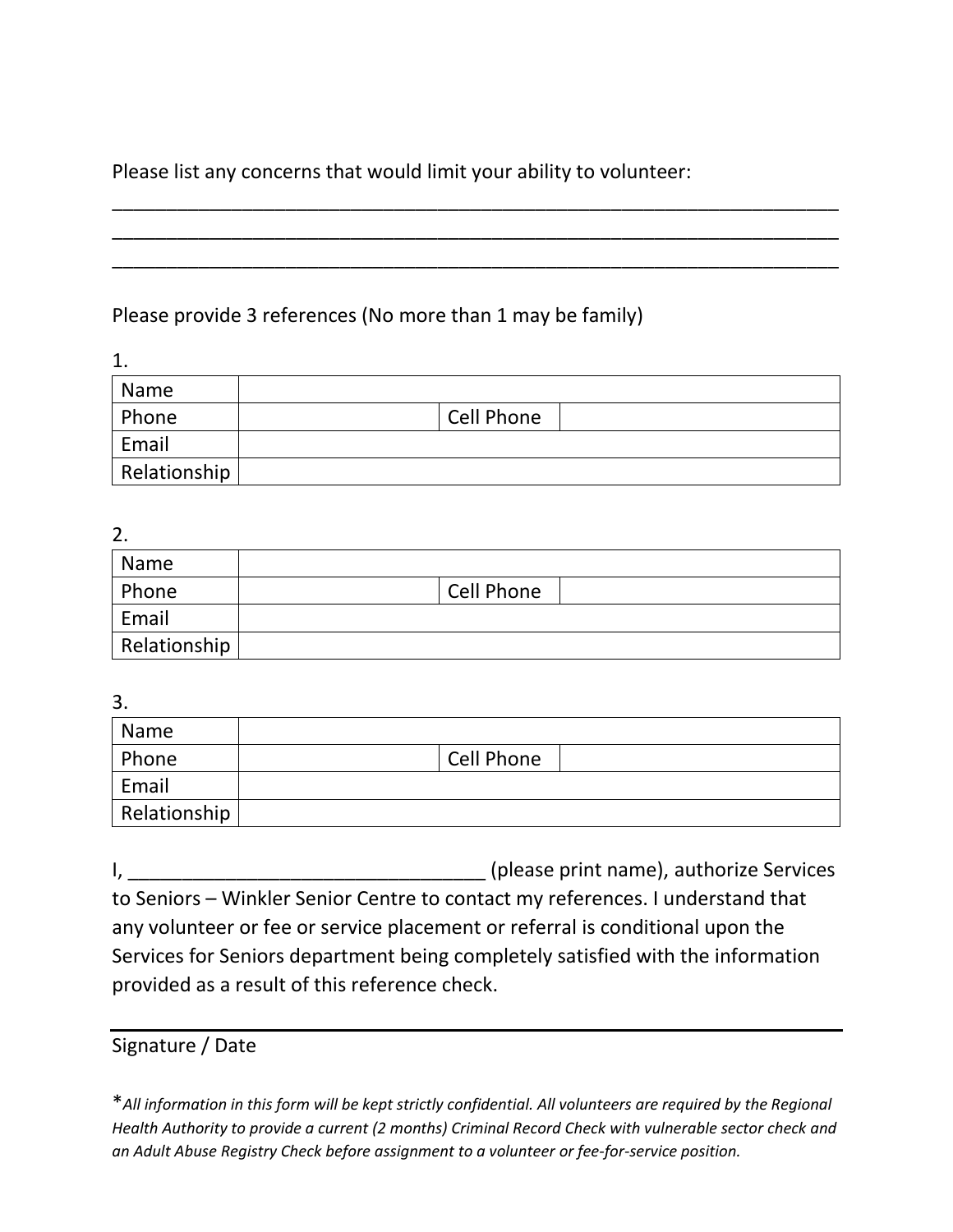Please list any concerns that would limit your ability to volunteer:

______________________________________________________________________
______________________________________________________________________
______________________________________________________________________

Please provide 3 references (No more than 1 may be family)

1.

| | | | |
|---|---|---|---|
| Name | | | |
| Phone | | Cell Phone | |
| Email | | | |
| Relationship | | | |

2.

| | | | |
|---|---|---|---|
| Name | | | |
| Phone | | Cell Phone | |
| Email | | | |
| Relationship | | | |

3.

| | | | |
|---|---|---|---|
| Name | | | |
| Phone | | Cell Phone | |
| Email | | | |
| Relationship | | | |

I, _________________________________ (please print name), authorize Services to Seniors – Winkler Senior Centre to contact my references. I understand that any volunteer or fee or service placement or referral is conditional upon the Services for Seniors department being completely satisfied with the information provided as a result of this reference check.

______________________________________________________________________
Signature / Date

**\****All information in this form will be kept strictly confidential. All volunteers are required by the Regional Health Authority to provide a current (2 months) Criminal Record Check with vulnerable sector check and an Adult Abuse Registry Check before assignment to a volunteer or fee-for-service position.*